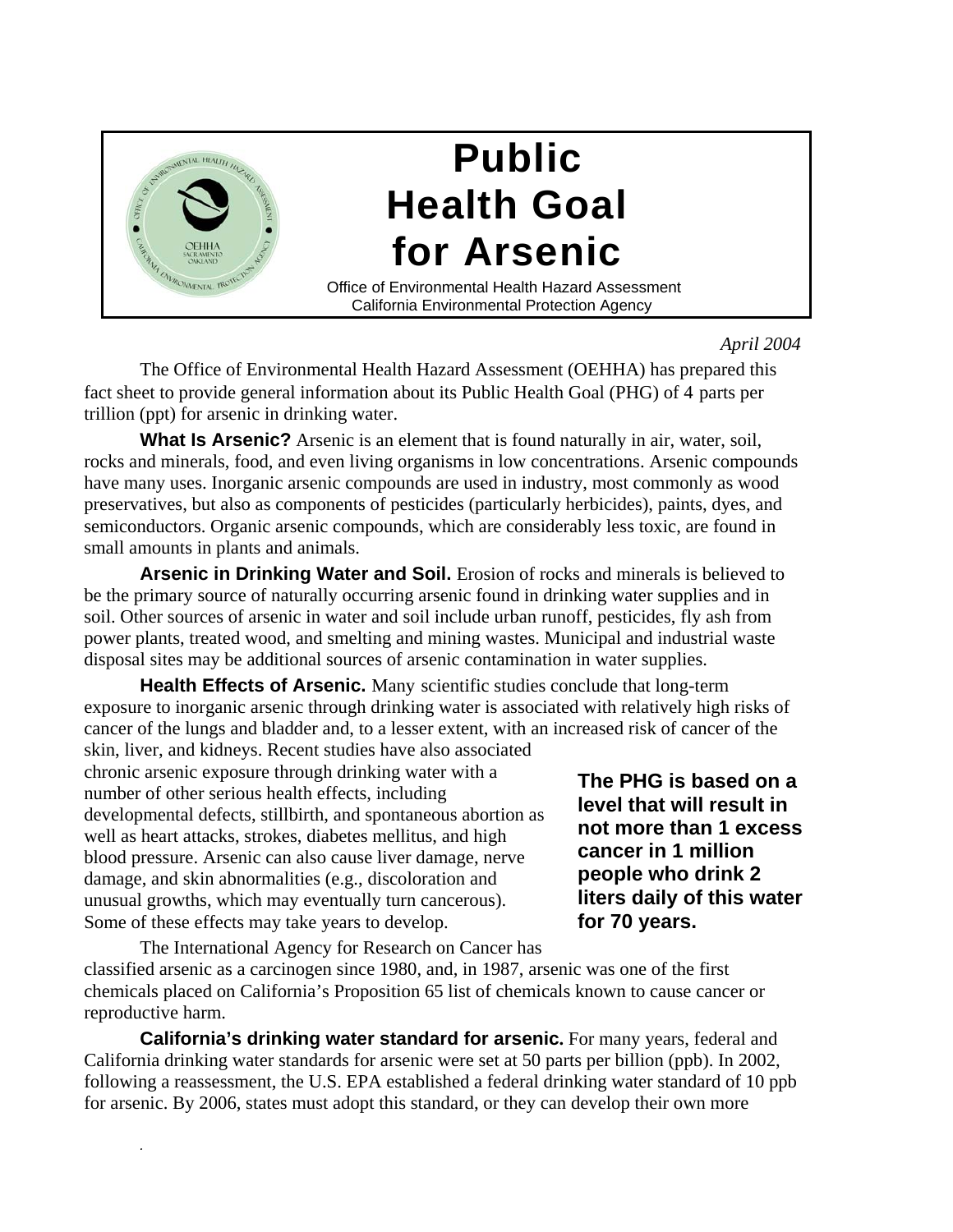# Public Health Goal for Arsenic

Office of Environmental Health Hazard Assessment
California Environmental Protection Agency

*April 2004*

The Office of Environmental Health Hazard Assessment (OEHHA) has prepared this fact sheet to provide general information about its Public Health Goal (PHG) of 4 parts per trillion (ppt) for arsenic in drinking water.

**What Is Arsenic?** Arsenic is an element that is found naturally in air, water, soil, rocks and minerals, food, and even living organisms in low concentrations. Arsenic compounds have many uses. Inorganic arsenic compounds are used in industry, most commonly as wood preservatives, but also as components of pesticides (particularly herbicides), paints, dyes, and semiconductors. Organic arsenic compounds, which are considerably less toxic, are found in small amounts in plants and animals.

**Arsenic in Drinking Water and Soil.** Erosion of rocks and minerals is believed to be the primary source of naturally occurring arsenic found in drinking water supplies and in soil. Other sources of arsenic in water and soil include urban runoff, pesticides, fly ash from power plants, treated wood, and smelting and mining wastes. Municipal and industrial waste disposal sites may be additional sources of arsenic contamination in water supplies.

**Health Effects of Arsenic.** Many scientific studies conclude that long-term exposure to inorganic arsenic through drinking water is associated with relatively high risks of cancer of the lungs and bladder and, to a lesser extent, with an increased risk of cancer of the skin, liver, and kidneys. Recent studies have also associated chronic arsenic exposure through drinking water with a number of other serious health effects, including developmental defects, stillbirth, and spontaneous abortion as well as heart attacks, strokes, diabetes mellitus, and high blood pressure. Arsenic can also cause liver damage, nerve damage, and skin abnormalities (e.g., discoloration and unusual growths, which may eventually turn cancerous). Some of these effects may take years to develop.

**The PHG is based on a level that will result in not more than 1 excess cancer in 1 million people who drink 2 liters daily of this water for 70 years.**

The International Agency for Research on Cancer has classified arsenic as a carcinogen since 1980, and, in 1987, arsenic was one of the first chemicals placed on California's Proposition 65 list of chemicals known to cause cancer or reproductive harm.

**California's drinking water standard for arsenic.** For many years, federal and California drinking water standards for arsenic were set at 50 parts per billion (ppb). In 2002, following a reassessment, the U.S. EPA established a federal drinking water standard of 10 ppb for arsenic. By 2006, states must adopt this standard, or they can develop their own more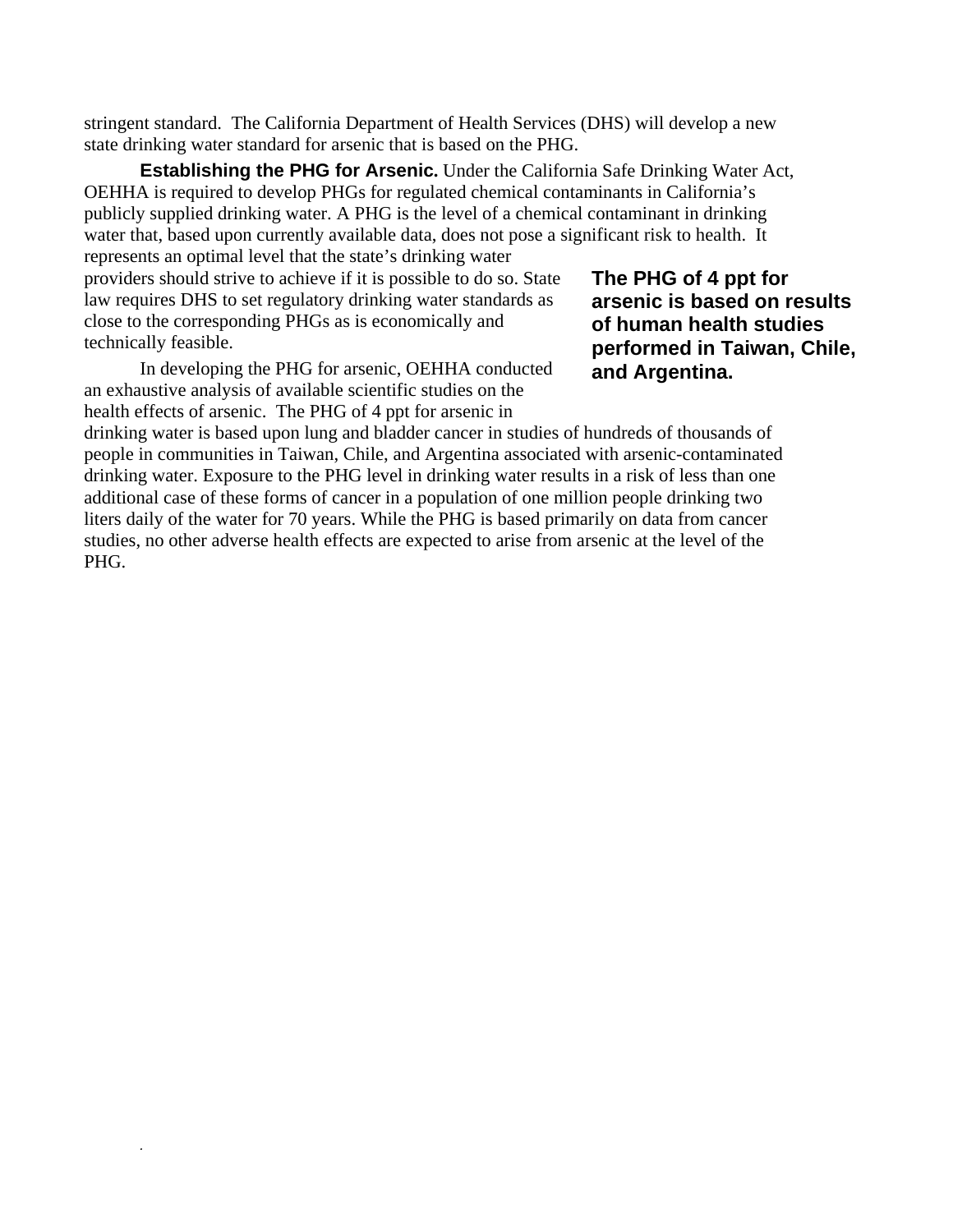stringent standard. The California Department of Health Services (DHS) will develop a new state drinking water standard for arsenic that is based on the PHG.

**Establishing the PHG for Arsenic.** Under the California Safe Drinking Water Act, OEHHA is required to develop PHGs for regulated chemical contaminants in California's publicly supplied drinking water. A PHG is the level of a chemical contaminant in drinking water that, based upon currently available data, does not pose a significant risk to health. It represents an optimal level that the state's drinking water providers should strive to achieve if it is possible to do so. State law requires DHS to set regulatory drinking water standards as close to the corresponding PHGs as is economically and technically feasible.

**The PHG of 4 ppt for arsenic is based on results of human health studies performed in Taiwan, Chile, and Argentina.**

In developing the PHG for arsenic, OEHHA conducted an exhaustive analysis of available scientific studies on the health effects of arsenic. The PHG of 4 ppt for arsenic in drinking water is based upon lung and bladder cancer in studies of hundreds of thousands of people in communities in Taiwan, Chile, and Argentina associated with arsenic-contaminated drinking water. Exposure to the PHG level in drinking water results in a risk of less than one additional case of these forms of cancer in a population of one million people drinking two liters daily of the water for 70 years. While the PHG is based primarily on data from cancer studies, no other adverse health effects are expected to arise from arsenic at the level of the PHG.